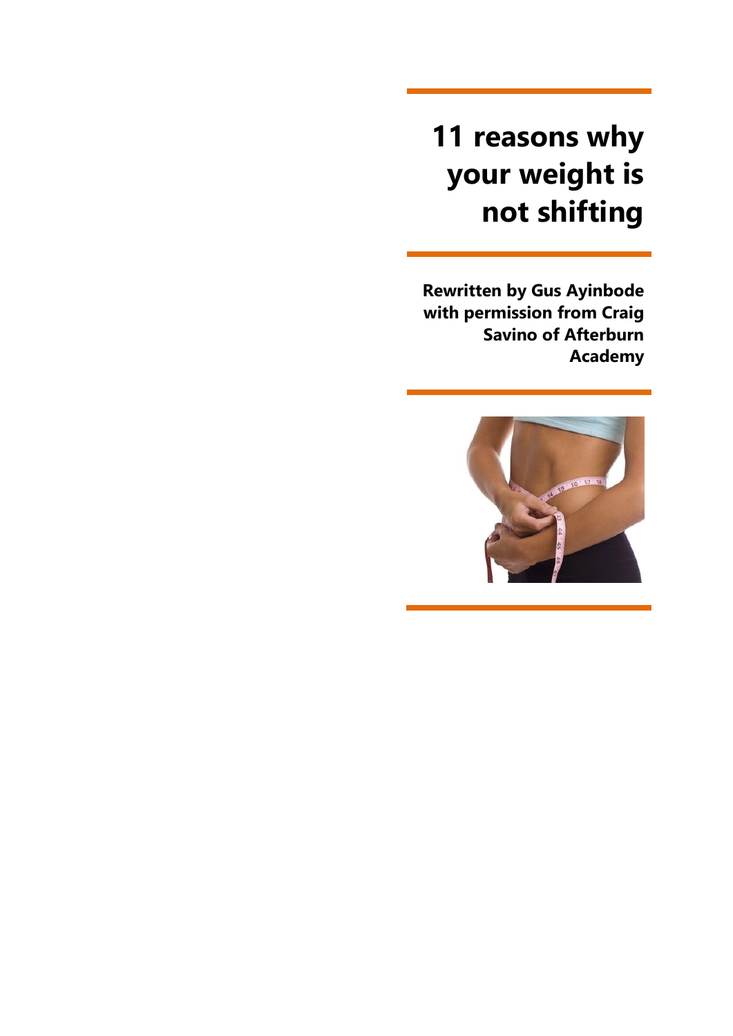# 11 reasons why your weight is not shifting

**Rewritten by Gus Ayinbode with permission from Craig Savino of Afterburn Academy**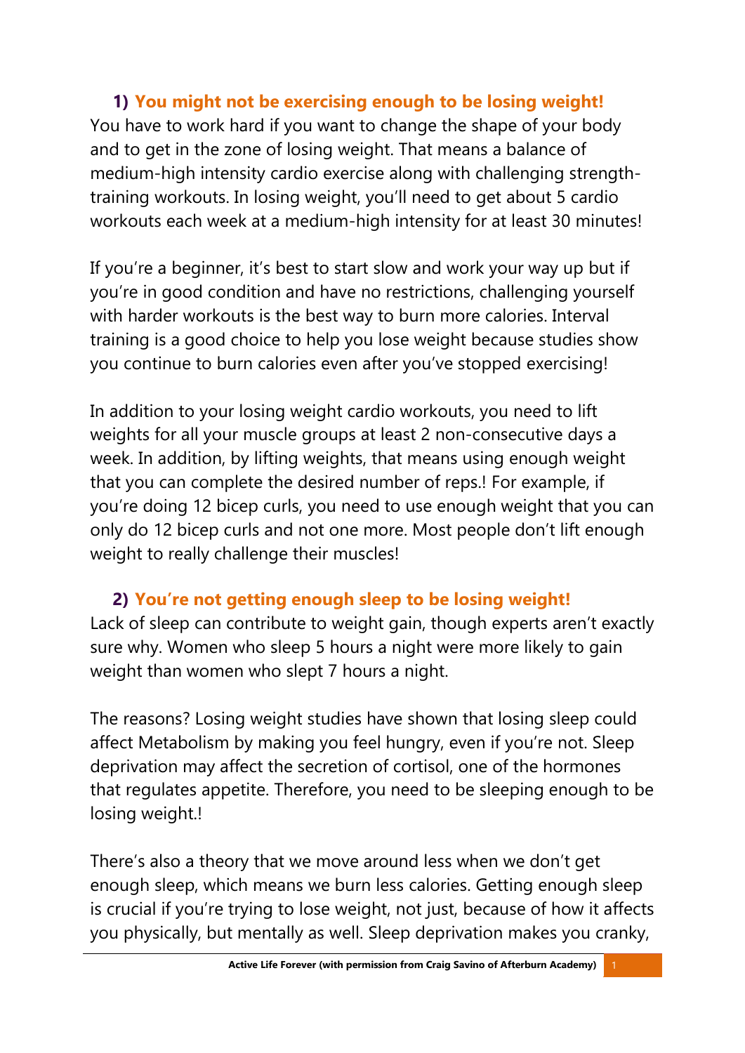## 1) You might not be exercising enough to be losing weight!

You have to work hard if you want to change the shape of your body and to get in the zone of losing weight. That means a balance of medium-high intensity cardio exercise along with challenging strength-training workouts. In losing weight, you'll need to get about 5 cardio workouts each week at a medium-high intensity for at least 30 minutes!

If you're a beginner, it's best to start slow and work your way up but if you're in good condition and have no restrictions, challenging yourself with harder workouts is the best way to burn more calories. Interval training is a good choice to help you lose weight because studies show you continue to burn calories even after you've stopped exercising!

In addition to your losing weight cardio workouts, you need to lift weights for all your muscle groups at least 2 non-consecutive days a week. In addition, by lifting weights, that means using enough weight that you can complete the desired number of reps.! For example, if you're doing 12 bicep curls, you need to use enough weight that you can only do 12 bicep curls and not one more. Most people don't lift enough weight to really challenge their muscles!

## 2) You're not getting enough sleep to be losing weight!

Lack of sleep can contribute to weight gain, though experts aren't exactly sure why. Women who sleep 5 hours a night were more likely to gain weight than women who slept 7 hours a night.

The reasons? Losing weight studies have shown that losing sleep could affect Metabolism by making you feel hungry, even if you're not. Sleep deprivation may affect the secretion of cortisol, one of the hormones that regulates appetite. Therefore, you need to be sleeping enough to be losing weight.!

There's also a theory that we move around less when we don't get enough sleep, which means we burn less calories. Getting enough sleep is crucial if you're trying to lose weight, not just, because of how it affects you physically, but mentally as well. Sleep deprivation makes you cranky,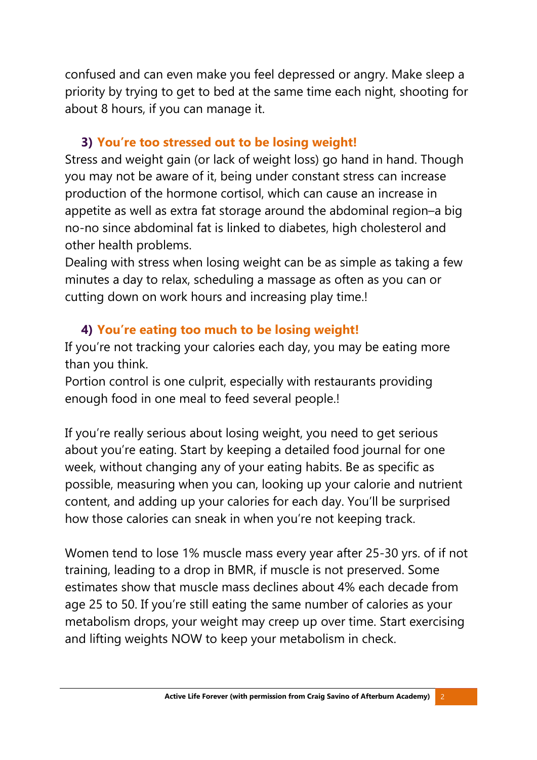confused and can even make you feel depressed or angry. Make sleep a priority by trying to get to bed at the same time each night, shooting for about 8 hours, if you can manage it.

### 3) You're too stressed out to be losing weight!

Stress and weight gain (or lack of weight loss) go hand in hand. Though you may not be aware of it, being under constant stress can increase production of the hormone cortisol, which can cause an increase in appetite as well as extra fat storage around the abdominal region–a big no-no since abdominal fat is linked to diabetes, high cholesterol and other health problems.

Dealing with stress when losing weight can be as simple as taking a few minutes a day to relax, scheduling a massage as often as you can or cutting down on work hours and increasing play time.!

### 4) You're eating too much to be losing weight!

If you're not tracking your calories each day, you may be eating more than you think.

Portion control is one culprit, especially with restaurants providing enough food in one meal to feed several people.!

If you're really serious about losing weight, you need to get serious about you're eating. Start by keeping a detailed food journal for one week, without changing any of your eating habits. Be as specific as possible, measuring when you can, looking up your calorie and nutrient content, and adding up your calories for each day. You'll be surprised how those calories can sneak in when you're not keeping track.

Women tend to lose 1% muscle mass every year after 25-30 yrs. of if not training, leading to a drop in BMR, if muscle is not preserved. Some estimates show that muscle mass declines about 4% each decade from age 25 to 50. If you're still eating the same number of calories as your metabolism drops, your weight may creep up over time. Start exercising and lifting weights NOW to keep your metabolism in check.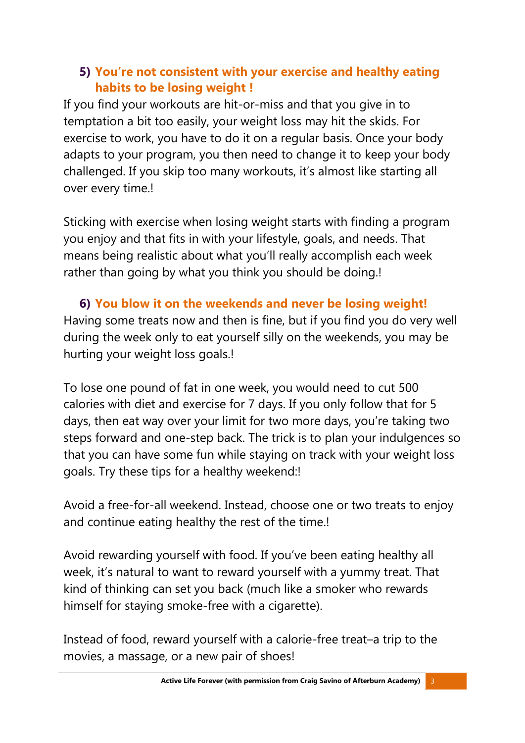## 5) You're not consistent with your exercise and healthy eating habits to be losing weight !

If you find your workouts are hit-or-miss and that you give in to temptation a bit too easily, your weight loss may hit the skids. For exercise to work, you have to do it on a regular basis. Once your body adapts to your program, you then need to change it to keep your body challenged. If you skip too many workouts, it's almost like starting all over every time.!

Sticking with exercise when losing weight starts with finding a program you enjoy and that fits in with your lifestyle, goals, and needs. That means being realistic about what you'll really accomplish each week rather than going by what you think you should be doing.!

## 6) You blow it on the weekends and never be losing weight!

Having some treats now and then is fine, but if you find you do very well during the week only to eat yourself silly on the weekends, you may be hurting your weight loss goals.!

To lose one pound of fat in one week, you would need to cut 500 calories with diet and exercise for 7 days. If you only follow that for 5 days, then eat way over your limit for two more days, you're taking two steps forward and one-step back. The trick is to plan your indulgences so that you can have some fun while staying on track with your weight loss goals. Try these tips for a healthy weekend:!

Avoid a free-for-all weekend. Instead, choose one or two treats to enjoy and continue eating healthy the rest of the time.!

Avoid rewarding yourself with food. If you've been eating healthy all week, it's natural to want to reward yourself with a yummy treat. That kind of thinking can set you back (much like a smoker who rewards himself for staying smoke-free with a cigarette).

Instead of food, reward yourself with a calorie-free treat–a trip to the movies, a massage, or a new pair of shoes!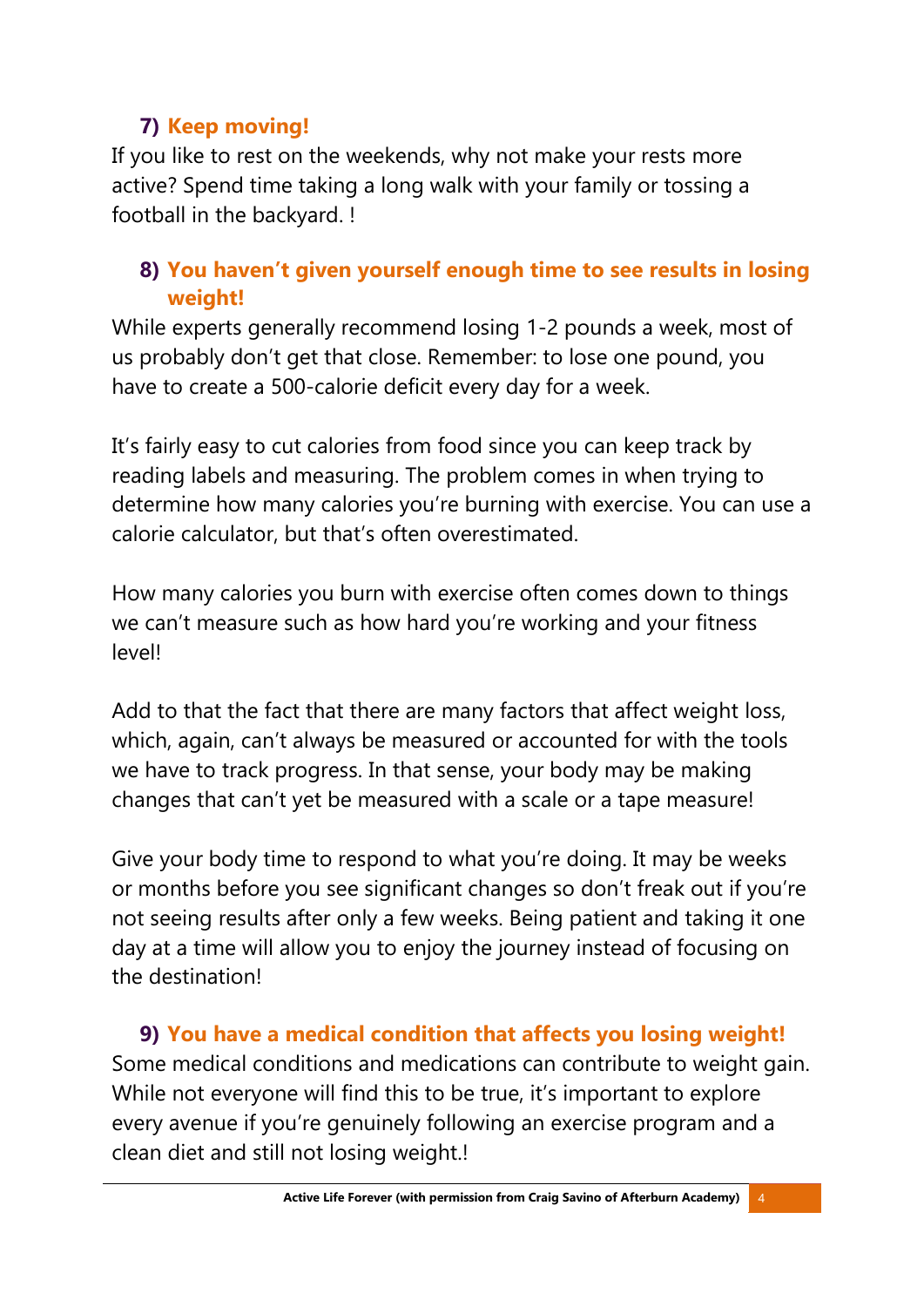### 7) Keep moving!

If you like to rest on the weekends, why not make your rests more active? Spend time taking a long walk with your family or tossing a football in the backyard. !

### 8) You haven't given yourself enough time to see results in losing weight!

While experts generally recommend losing 1-2 pounds a week, most of us probably don't get that close. Remember: to lose one pound, you have to create a 500-calorie deficit every day for a week.

It's fairly easy to cut calories from food since you can keep track by reading labels and measuring. The problem comes in when trying to determine how many calories you're burning with exercise. You can use a calorie calculator, but that's often overestimated.

How many calories you burn with exercise often comes down to things we can't measure such as how hard you're working and your fitness level!

Add to that the fact that there are many factors that affect weight loss, which, again, can't always be measured or accounted for with the tools we have to track progress. In that sense, your body may be making changes that can't yet be measured with a scale or a tape measure!

Give your body time to respond to what you're doing. It may be weeks or months before you see significant changes so don't freak out if you're not seeing results after only a few weeks. Being patient and taking it one day at a time will allow you to enjoy the journey instead of focusing on the destination!

### 9) You have a medical condition that affects you losing weight!

Some medical conditions and medications can contribute to weight gain. While not everyone will find this to be true, it's important to explore every avenue if you're genuinely following an exercise program and a clean diet and still not losing weight.!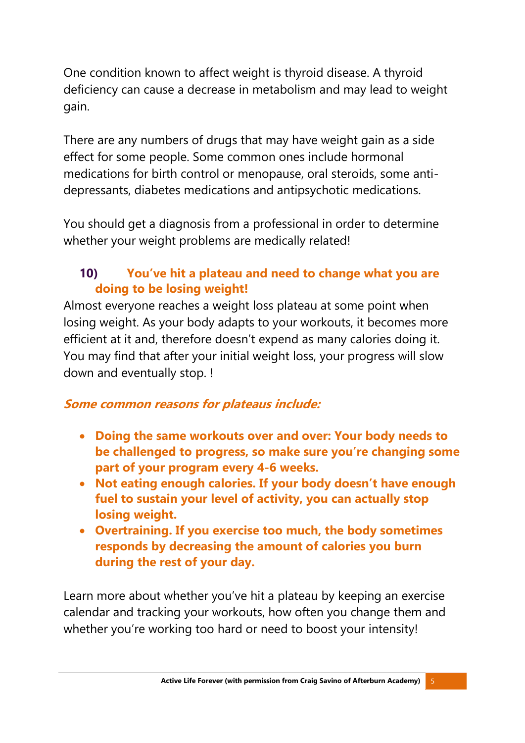One condition known to affect weight is thyroid disease. A thyroid deficiency can cause a decrease in metabolism and may lead to weight gain.

There are any numbers of drugs that may have weight gain as a side effect for some people. Some common ones include hormonal medications for birth control or menopause, oral steroids, some anti-depressants, diabetes medications and antipsychotic medications.

You should get a diagnosis from a professional in order to determine whether your weight problems are medically related!

### 10) You've hit a plateau and need to change what you are doing to be losing weight!

Almost everyone reaches a weight loss plateau at some point when losing weight. As your body adapts to your workouts, it becomes more efficient at it and, therefore doesn't expend as many calories doing it. You may find that after your initial weight loss, your progress will slow down and eventually stop. !

***Some common reasons for plateaus include:***

- **Doing the same workouts over and over: Your body needs to be challenged to progress, so make sure you're changing some part of your program every 4-6 weeks.**
- **Not eating enough calories. If your body doesn't have enough fuel to sustain your level of activity, you can actually stop losing weight.**
- **Overtraining. If you exercise too much, the body sometimes responds by decreasing the amount of calories you burn during the rest of your day.**

Learn more about whether you've hit a plateau by keeping an exercise calendar and tracking your workouts, how often you change them and whether you're working too hard or need to boost your intensity!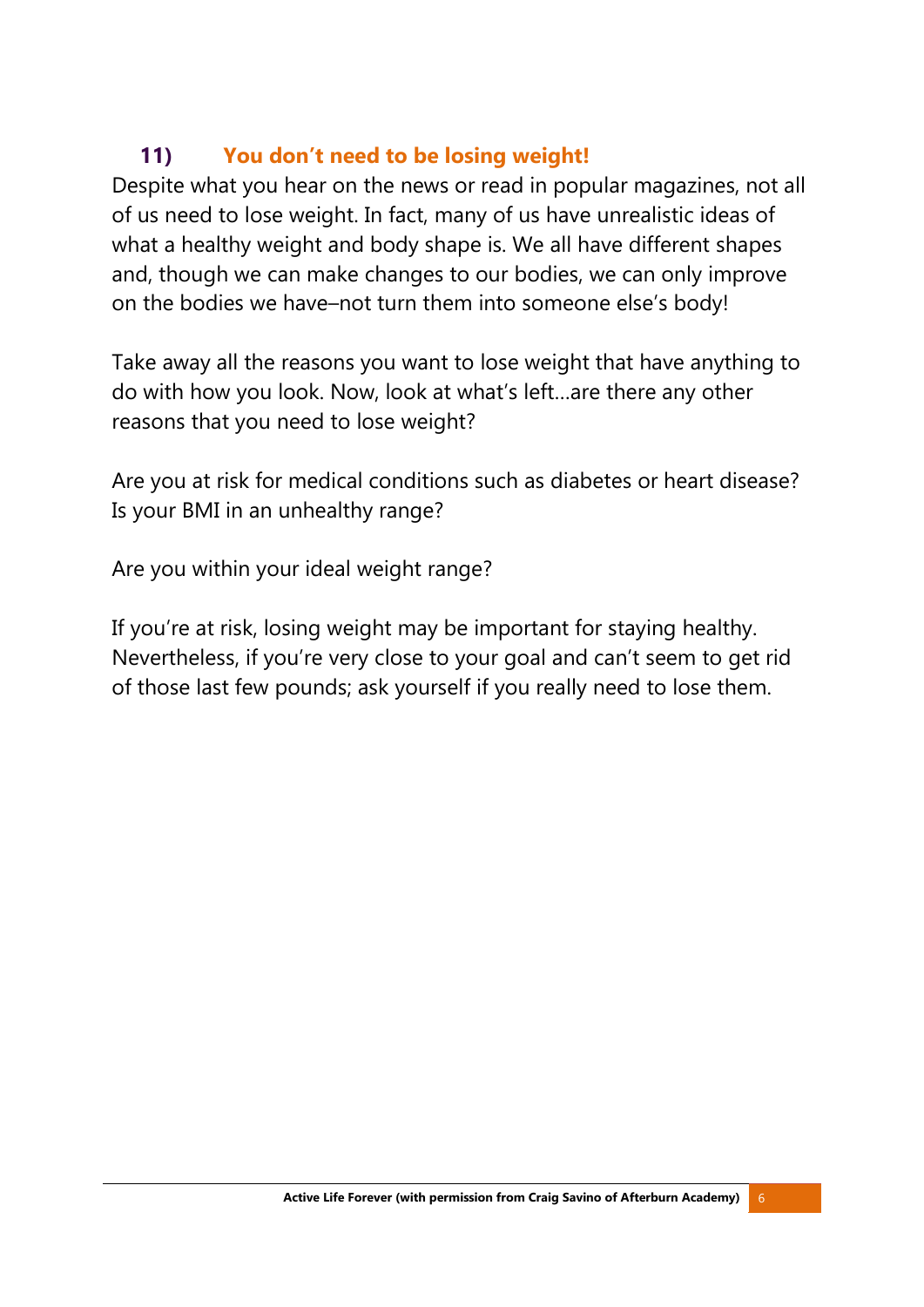## 11) You don't need to be losing weight!

Despite what you hear on the news or read in popular magazines, not all of us need to lose weight. In fact, many of us have unrealistic ideas of what a healthy weight and body shape is. We all have different shapes and, though we can make changes to our bodies, we can only improve on the bodies we have–not turn them into someone else's body!

Take away all the reasons you want to lose weight that have anything to do with how you look. Now, look at what's left…are there any other reasons that you need to lose weight?

Are you at risk for medical conditions such as diabetes or heart disease? Is your BMI in an unhealthy range?

Are you within your ideal weight range?

If you're at risk, losing weight may be important for staying healthy. Nevertheless, if you're very close to your goal and can't seem to get rid of those last few pounds; ask yourself if you really need to lose them.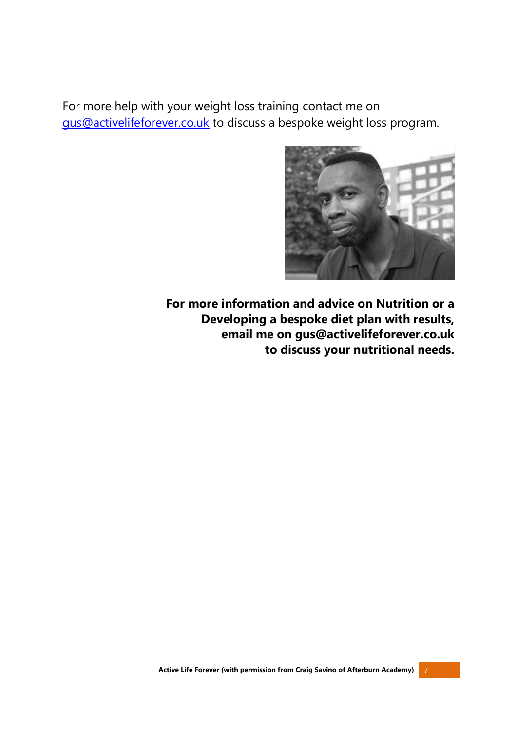For more help with your weight loss training contact me on [gus@activelifeforever.co.uk](mailto:gus@activelifeforever.co.uk) to discuss a bespoke weight loss program.

**For more information and advice on Nutrition or a Developing a bespoke diet plan with results, email me on gus@activelifeforever.co.uk to discuss your nutritional needs.**